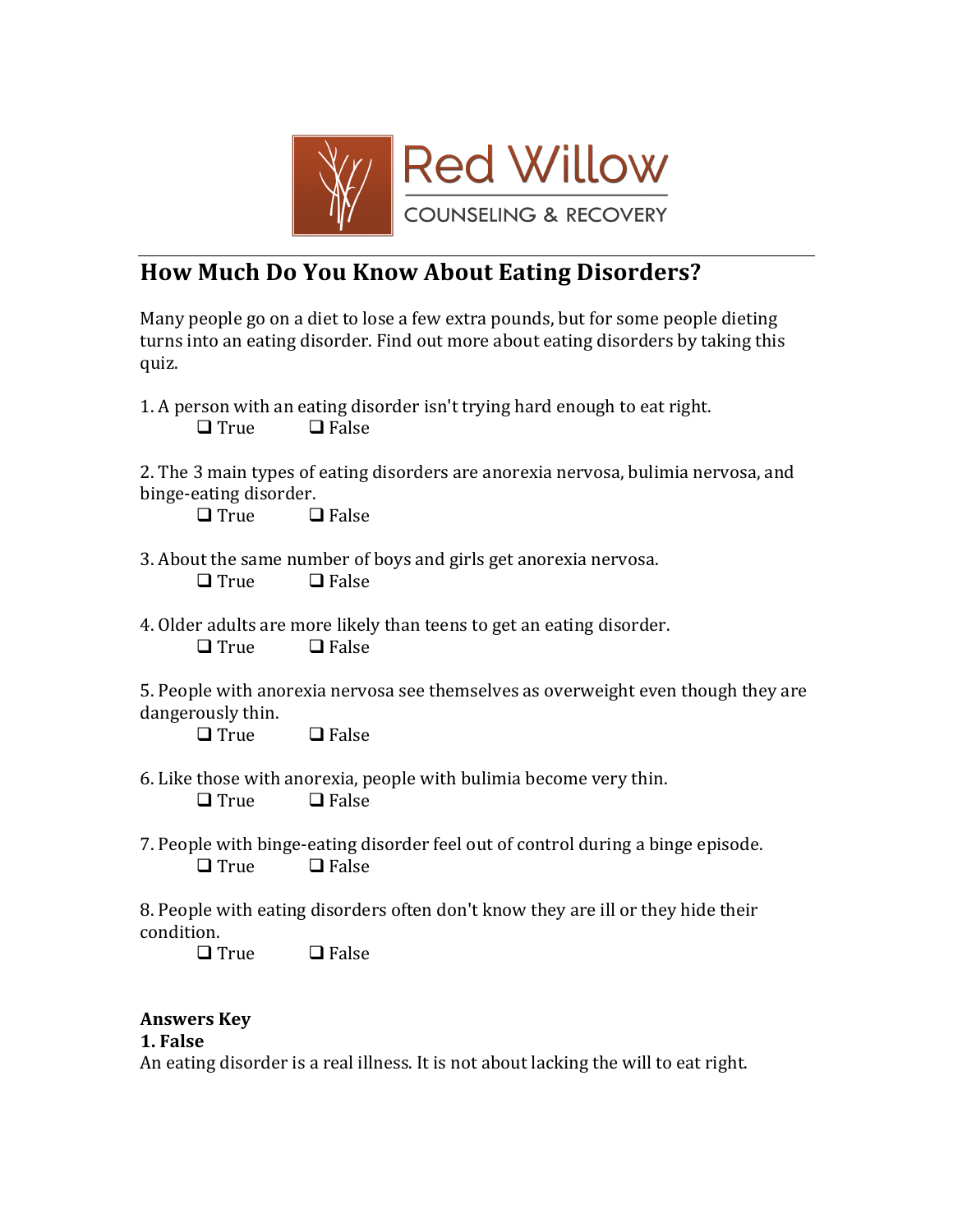Red Willow
COUNSELING & RECOVERY

## How Much Do You Know About Eating Disorders?

Many people go on a diet to lose a few extra pounds, but for some people dieting turns into an eating disorder. Find out more about eating disorders by taking this quiz.

1. A person with an eating disorder isn't trying hard enough to eat right.
   ❑ True ❑ False

2. The 3 main types of eating disorders are anorexia nervosa, bulimia nervosa, and binge-eating disorder.
   ❑ True ❑ False

3. About the same number of boys and girls get anorexia nervosa.
   ❑ True ❑ False

4. Older adults are more likely than teens to get an eating disorder.
   ❑ True ❑ False

5. People with anorexia nervosa see themselves as overweight even though they are dangerously thin.
   ❑ True ❑ False

6. Like those with anorexia, people with bulimia become very thin.
   ❑ True ❑ False

7. People with binge-eating disorder feel out of control during a binge episode.
   ❑ True ❑ False

8. People with eating disorders often don't know they are ill or they hide their condition.
   ❑ True ❑ False

**Answers Key**

**1. False**

An eating disorder is a real illness. It is not about lacking the will to eat right.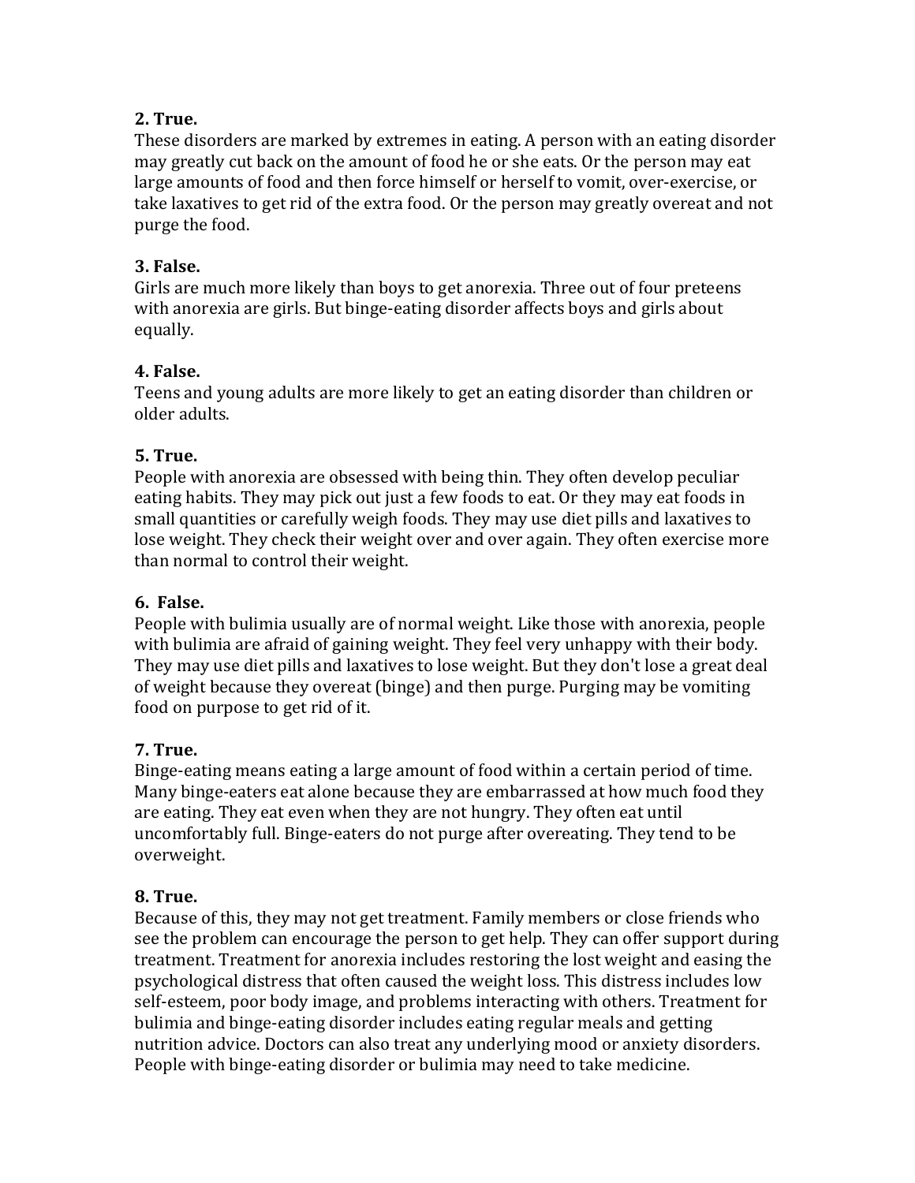**2. True.**
These disorders are marked by extremes in eating. A person with an eating disorder may greatly cut back on the amount of food he or she eats. Or the person may eat large amounts of food and then force himself or herself to vomit, over-exercise, or take laxatives to get rid of the extra food. Or the person may greatly overeat and not purge the food.

**3. False.**
Girls are much more likely than boys to get anorexia. Three out of four preteens with anorexia are girls. But binge-eating disorder affects boys and girls about equally.

**4. False.**
Teens and young adults are more likely to get an eating disorder than children or older adults.

**5. True.**
People with anorexia are obsessed with being thin. They often develop peculiar eating habits. They may pick out just a few foods to eat. Or they may eat foods in small quantities or carefully weigh foods. They may use diet pills and laxatives to lose weight. They check their weight over and over again. They often exercise more than normal to control their weight.

**6. False.**
People with bulimia usually are of normal weight. Like those with anorexia, people with bulimia are afraid of gaining weight. They feel very unhappy with their body. They may use diet pills and laxatives to lose weight. But they don't lose a great deal of weight because they overeat (binge) and then purge. Purging may be vomiting food on purpose to get rid of it.

**7. True.**
Binge-eating means eating a large amount of food within a certain period of time. Many binge-eaters eat alone because they are embarrassed at how much food they are eating. They eat even when they are not hungry. They often eat until uncomfortably full. Binge-eaters do not purge after overeating. They tend to be overweight.

**8. True.**
Because of this, they may not get treatment. Family members or close friends who see the problem can encourage the person to get help. They can offer support during treatment. Treatment for anorexia includes restoring the lost weight and easing the psychological distress that often caused the weight loss. This distress includes low self-esteem, poor body image, and problems interacting with others. Treatment for bulimia and binge-eating disorder includes eating regular meals and getting nutrition advice. Doctors can also treat any underlying mood or anxiety disorders. People with binge-eating disorder or bulimia may need to take medicine.